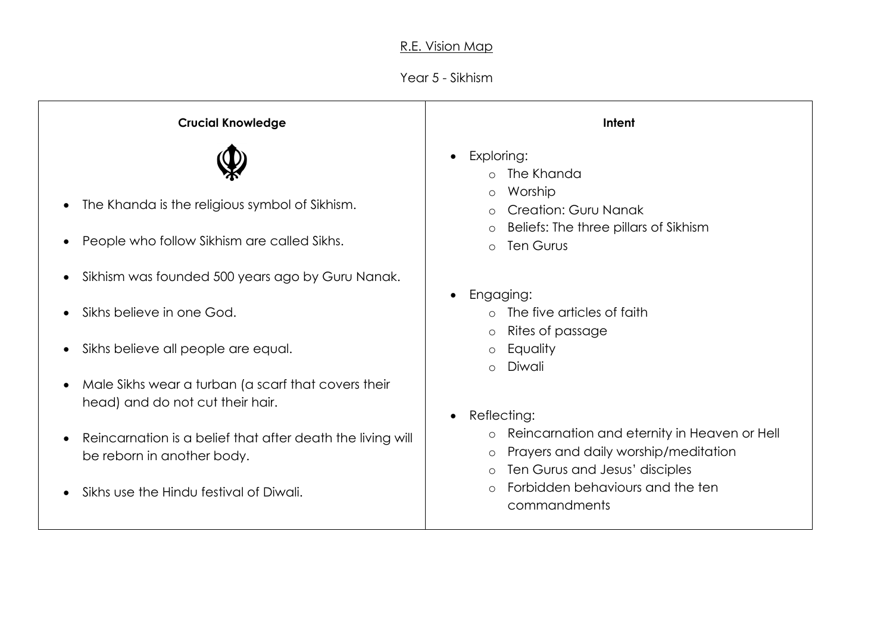# R.E. Vision Map

## Year 5 - Sikhism

| Crucial Knowledge | Intent |
| --- | --- |
| • The Khanda is the religious symbol of Sikhism.<br>• People who follow Sikhism are called Sikhs.<br>• Sikhism was founded 500 years ago by Guru Nanak.<br>• Sikhs believe in one God.<br>• Sikhs believe all people are equal.<br>• Male Sikhs wear a turban (a scarf that covers their head) and do not cut their hair.<br>• Reincarnation is a belief that after death the living will be reborn in another body.<br>• Sikhs use the Hindu festival of Diwali. | • Exploring:<br>  ○ The Khanda<br>  ○ Worship<br>  ○ Creation: Guru Nanak<br>  ○ Beliefs: The three pillars of Sikhism<br>  ○ Ten Gurus<br>• Engaging:<br>  ○ The five articles of faith<br>  ○ Rites of passage<br>  ○ Equality<br>  ○ Diwali<br>• Reflecting:<br>  ○ Reincarnation and eternity in Heaven or Hell<br>  ○ Prayers and daily worship/meditation<br>  ○ Ten Gurus and Jesus' disciples<br>  ○ Forbidden behaviours and the ten commandments |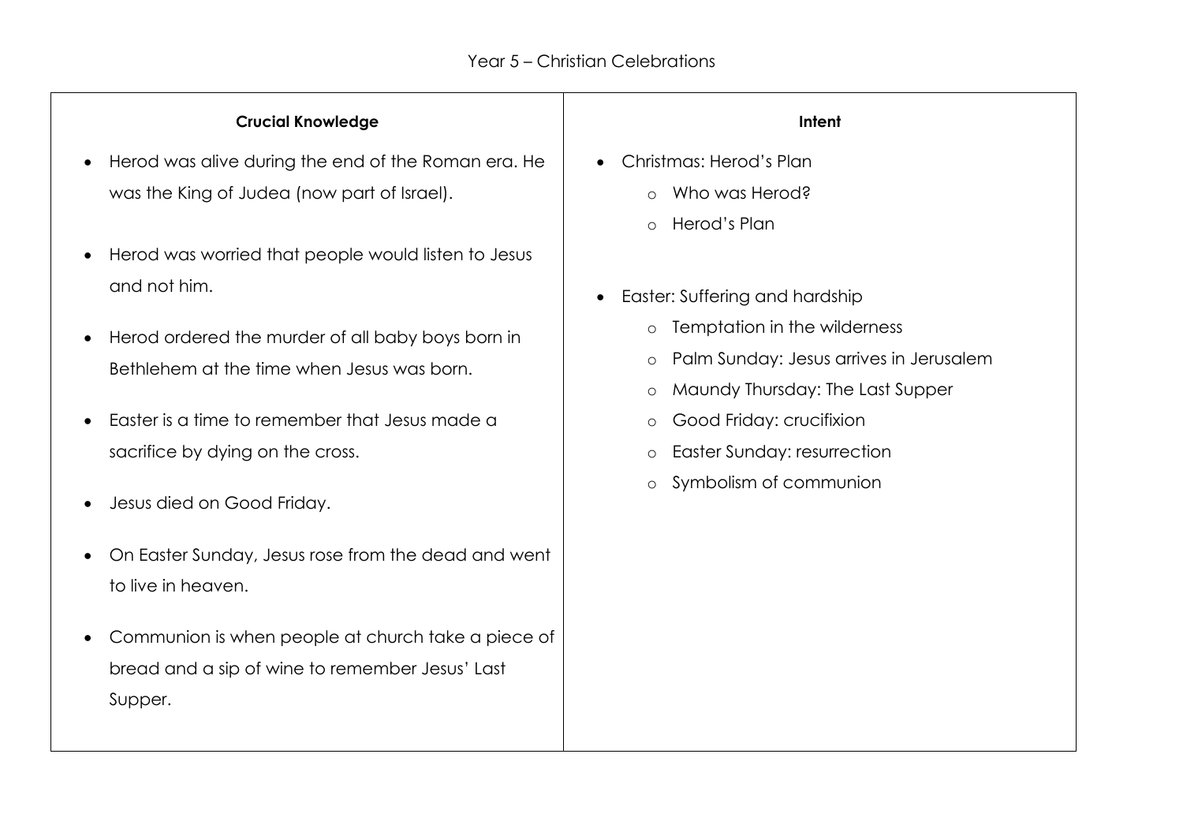# Year 5 – Christian Celebrations

| Crucial Knowledge | Intent |
| --- | --- |
| • Herod was alive during the end of the Roman era. He was the King of Judea (now part of Israel).<br><br>• Herod was worried that people would listen to Jesus and not him.<br><br>• Herod ordered the murder of all baby boys born in Bethlehem at the time when Jesus was born.<br><br>• Easter is a time to remember that Jesus made a sacrifice by dying on the cross.<br><br>• Jesus died on Good Friday.<br><br>• On Easter Sunday, Jesus rose from the dead and went to live in heaven.<br><br>• Communion is when people at church take a piece of bread and a sip of wine to remember Jesus' Last Supper. | • Christmas: Herod's Plan<br>  o Who was Herod?<br>  o Herod's Plan<br><br>• Easter: Suffering and hardship<br>  o Temptation in the wilderness<br>  o Palm Sunday: Jesus arrives in Jerusalem<br>  o Maundy Thursday: The Last Supper<br>  o Good Friday: crucifixion<br>  o Easter Sunday: resurrection<br>  o Symbolism of communion |